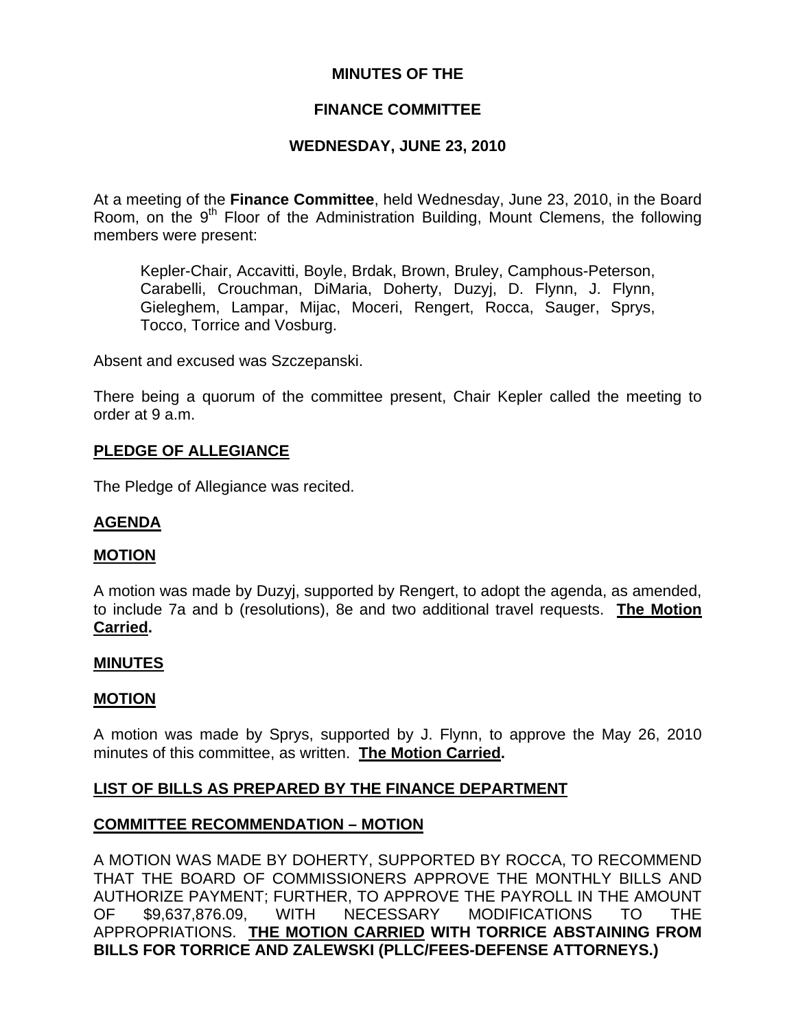# MINUTES OF THE

## FINANCE COMMITTEE

### WEDNESDAY, JUNE 23, 2010

At a meeting of the **Finance Committee**, held Wednesday, June 23, 2010, in the Board Room, on the 9th Floor of the Administration Building, Mount Clemens, the following members were present:

> Kepler-Chair, Accavitti, Boyle, Brdak, Brown, Bruley, Camphous-Peterson, Carabelli, Crouchman, DiMaria, Doherty, Duzyj, D. Flynn, J. Flynn, Gieleghem, Lampar, Mijac, Moceri, Rengert, Rocca, Sauger, Sprys, Tocco, Torrice and Vosburg.

Absent and excused was Szczepanski.

There being a quorum of the committee present, Chair Kepler called the meeting to order at 9 a.m.

**PLEDGE OF ALLEGIANCE**

The Pledge of Allegiance was recited.

**AGENDA**

**MOTION**

A motion was made by Duzyj, supported by Rengert, to adopt the agenda, as amended, to include 7a and b (resolutions), 8e and two additional travel requests. **The Motion Carried.**

**MINUTES**

**MOTION**

A motion was made by Sprys, supported by J. Flynn, to approve the May 26, 2010 minutes of this committee, as written. **The Motion Carried.**

**LIST OF BILLS AS PREPARED BY THE FINANCE DEPARTMENT**

**COMMITTEE RECOMMENDATION – MOTION**

A MOTION WAS MADE BY DOHERTY, SUPPORTED BY ROCCA, TO RECOMMEND THAT THE BOARD OF COMMISSIONERS APPROVE THE MONTHLY BILLS AND AUTHORIZE PAYMENT; FURTHER, TO APPROVE THE PAYROLL IN THE AMOUNT OF $9,637,876.09, WITH NECESSARY MODIFICATIONS TO THE APPROPRIATIONS. **THE MOTION CARRIED WITH TORRICE ABSTAINING FROM BILLS FOR TORRICE AND ZALEWSKI (PLLC/FEES-DEFENSE ATTORNEYS.)**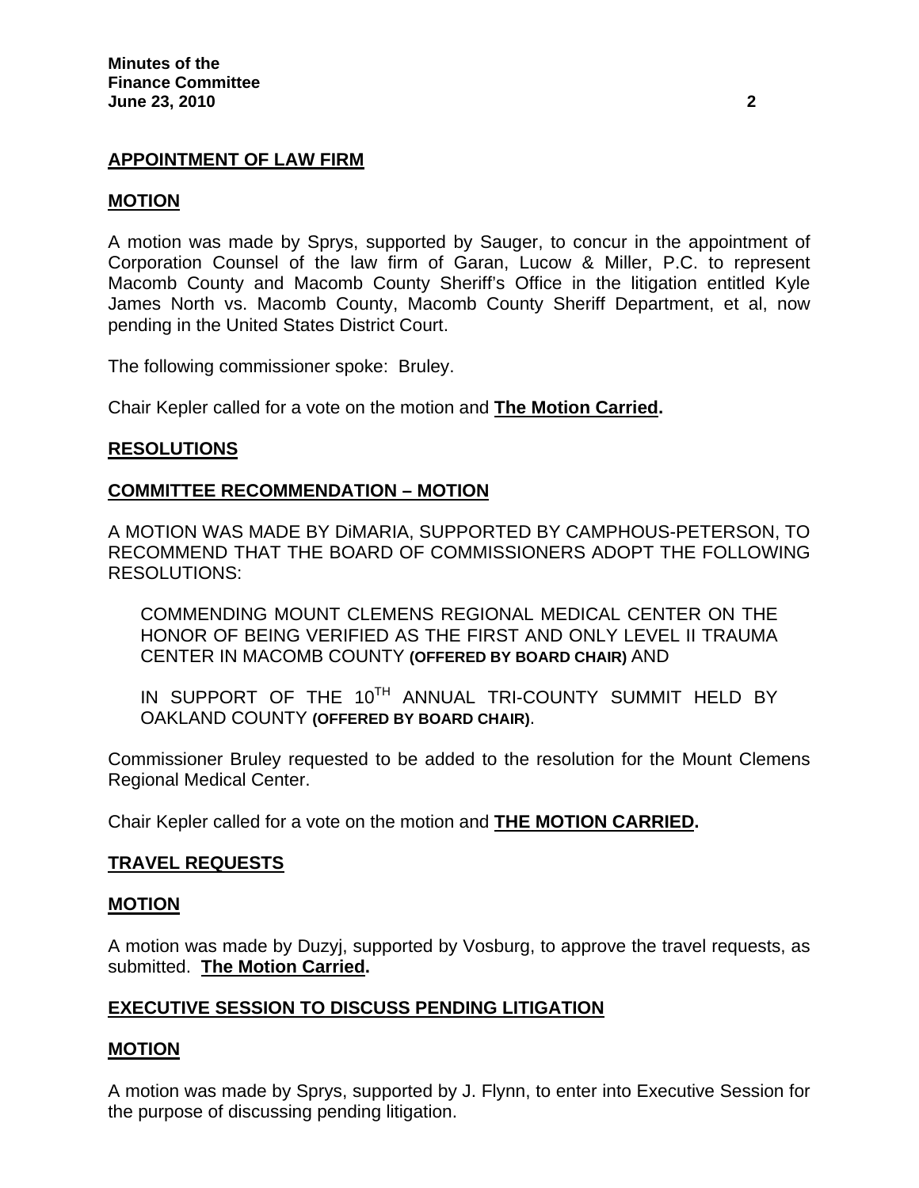## APPOINTMENT OF LAW FIRM

### MOTION

A motion was made by Sprys, supported by Sauger, to concur in the appointment of Corporation Counsel of the law firm of Garan, Lucow & Miller, P.C. to represent Macomb County and Macomb County Sheriff's Office in the litigation entitled Kyle James North vs. Macomb County, Macomb County Sheriff Department, et al, now pending in the United States District Court.

The following commissioner spoke: Bruley.

Chair Kepler called for a vote on the motion and **The Motion Carried.**

## RESOLUTIONS

### COMMITTEE RECOMMENDATION – MOTION

A MOTION WAS MADE BY DiMARIA, SUPPORTED BY CAMPHOUS-PETERSON, TO RECOMMEND THAT THE BOARD OF COMMISSIONERS ADOPT THE FOLLOWING RESOLUTIONS:

COMMENDING MOUNT CLEMENS REGIONAL MEDICAL CENTER ON THE HONOR OF BEING VERIFIED AS THE FIRST AND ONLY LEVEL II TRAUMA CENTER IN MACOMB COUNTY **(OFFERED BY BOARD CHAIR)** AND

IN SUPPORT OF THE 10TH ANNUAL TRI-COUNTY SUMMIT HELD BY OAKLAND COUNTY **(OFFERED BY BOARD CHAIR)**.

Commissioner Bruley requested to be added to the resolution for the Mount Clemens Regional Medical Center.

Chair Kepler called for a vote on the motion and **THE MOTION CARRIED.**

## TRAVEL REQUESTS

### MOTION

A motion was made by Duzyj, supported by Vosburg, to approve the travel requests, as submitted. **The Motion Carried.**

## EXECUTIVE SESSION TO DISCUSS PENDING LITIGATION

### MOTION

A motion was made by Sprys, supported by J. Flynn, to enter into Executive Session for the purpose of discussing pending litigation.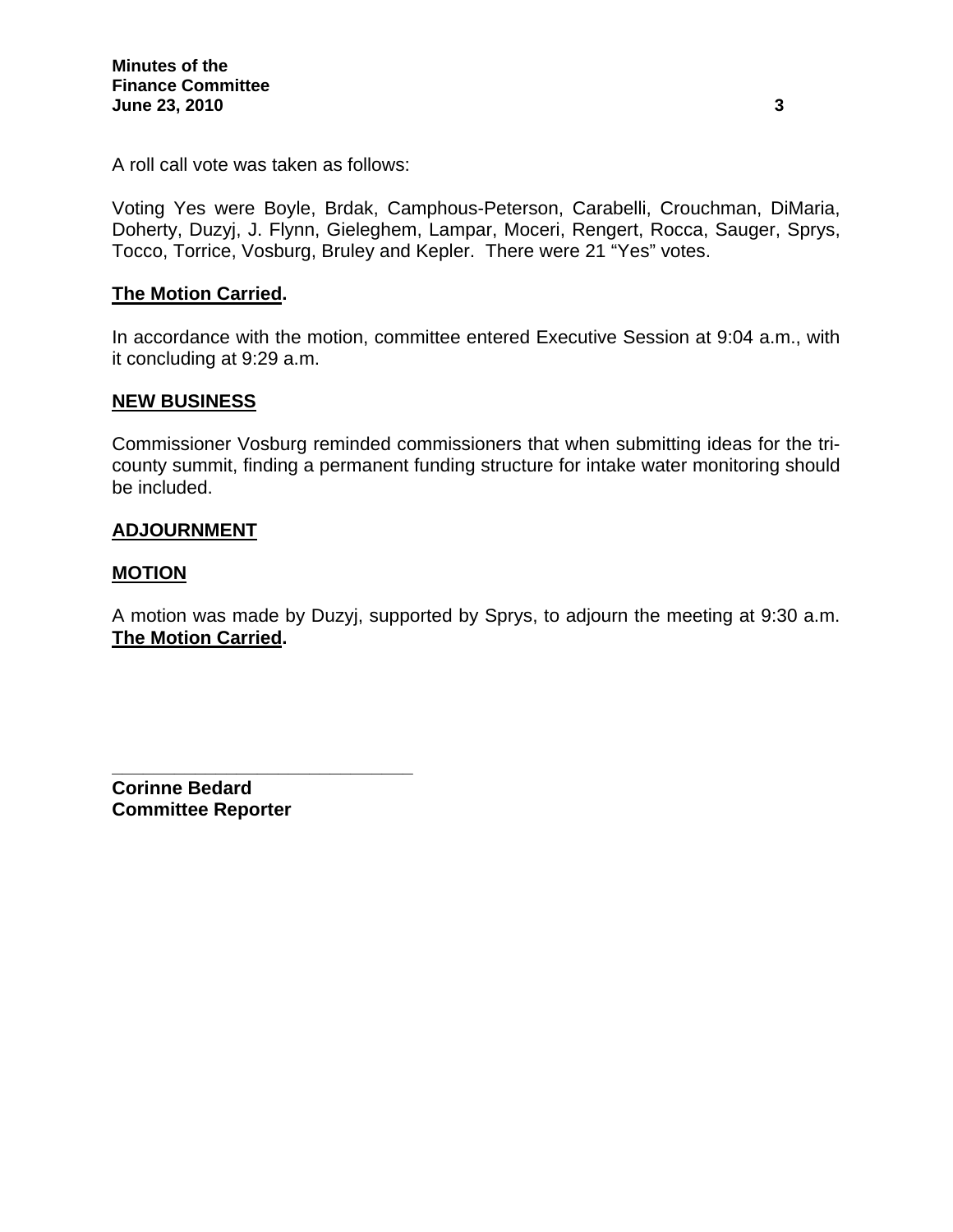A roll call vote was taken as follows:

Voting Yes were Boyle, Brdak, Camphous-Peterson, Carabelli, Crouchman, DiMaria, Doherty, Duzyj, J. Flynn, Gieleghem, Lampar, Moceri, Rengert, Rocca, Sauger, Sprys, Tocco, Torrice, Vosburg, Bruley and Kepler. There were 21 "Yes" votes.

**The Motion Carried.**

In accordance with the motion, committee entered Executive Session at 9:04 a.m., with it concluding at 9:29 a.m.

**NEW BUSINESS**

Commissioner Vosburg reminded commissioners that when submitting ideas for the tri-county summit, finding a permanent funding structure for intake water monitoring should be included.

**ADJOURNMENT**

**MOTION**

A motion was made by Duzyj, supported by Sprys, to adjourn the meeting at 9:30 a.m. **The Motion Carried.**

\_\_\_\_\_\_\_\_\_\_\_\_\_\_\_\_\_\_\_\_\_\_\_\_\_\_\_\_\_\_

**Corinne Bedard**
**Committee Reporter**